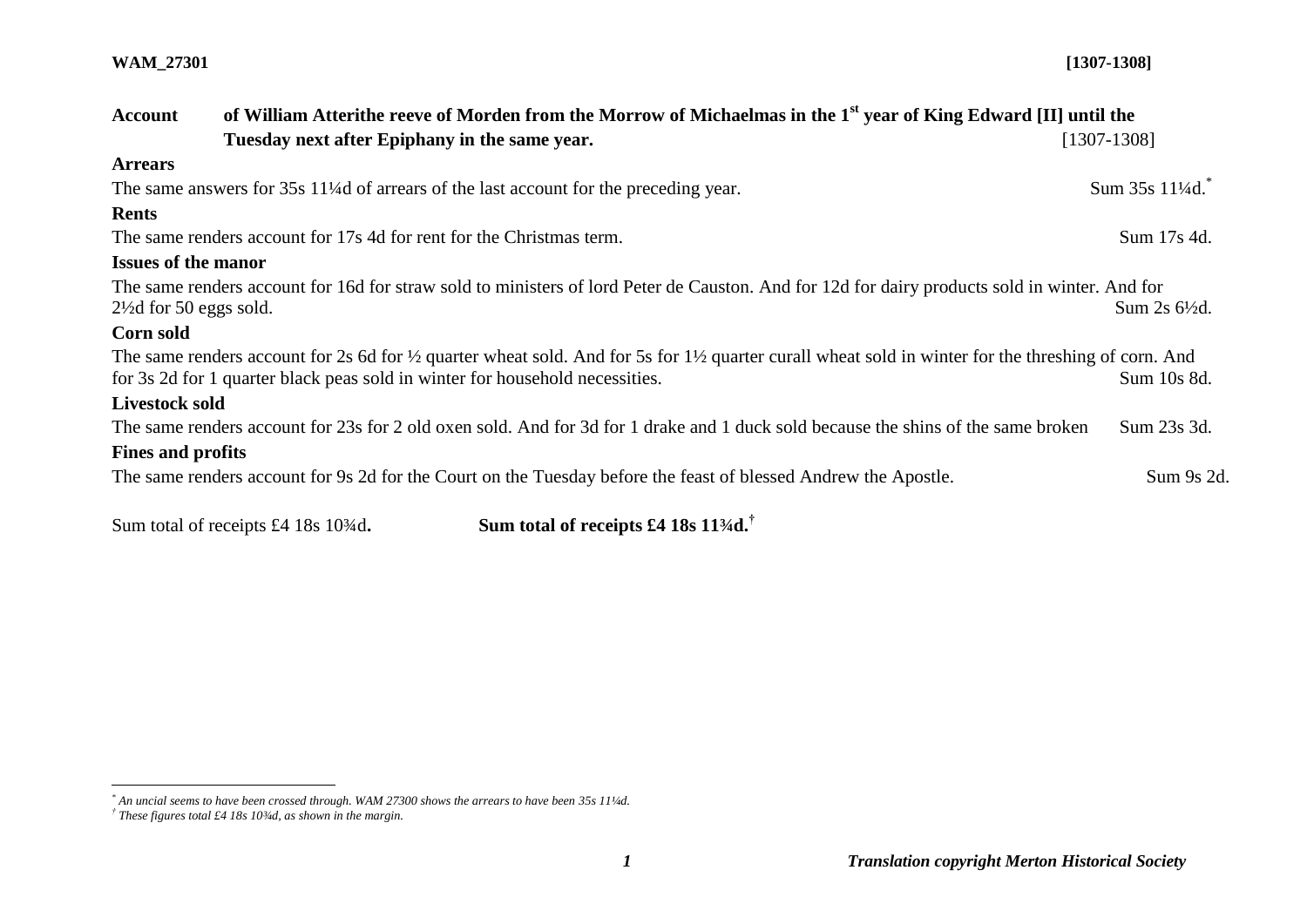**WAM_27301** **[1307-1308]**

**Account of William Atterithe reeve of Morden from the Morrow of Michaelmas in the 1st year of King Edward [II] until the Tuesday next after Epiphany in the same year.** [1307-1308]

**Arrears**

The same answers for 35s 11¼d of arrears of the last account for the preceding year. Sum 35s 11¼d.[*]

**Rents**

The same renders account for 17s 4d for rent for the Christmas term. Sum 17s 4d.

**Issues of the manor**

The same renders account for 16d for straw sold to ministers of lord Peter de Causton. And for 12d for dairy products sold in winter. And for 2½d for 50 eggs sold. Sum 2s 6½d.

**Corn sold**

The same renders account for 2s 6d for ½ quarter wheat sold. And for 5s for 1½ quarter curall wheat sold in winter for the threshing of corn. And for 3s 2d for 1 quarter black peas sold in winter for household necessities. Sum 10s 8d.

**Livestock sold**

The same renders account for 23s for 2 old oxen sold. And for 3d for 1 drake and 1 duck sold because the shins of the same broken Sum 23s 3d.

**Fines and profits**

The same renders account for 9s 2d for the Court on the Tuesday before the feast of blessed Andrew the Apostle. Sum 9s 2d.

Sum total of receipts £4 18s 10¾d. **Sum total of receipts £4 18s 11¾d.**[†]

---

*[*] An uncial seems to have been crossed through. WAM 27300 shows the arrears to have been 35s 11¼d.*

*[†] These figures total £4 18s 10¾d, as shown in the margin.*

***Translation copyright Merton Historical Society***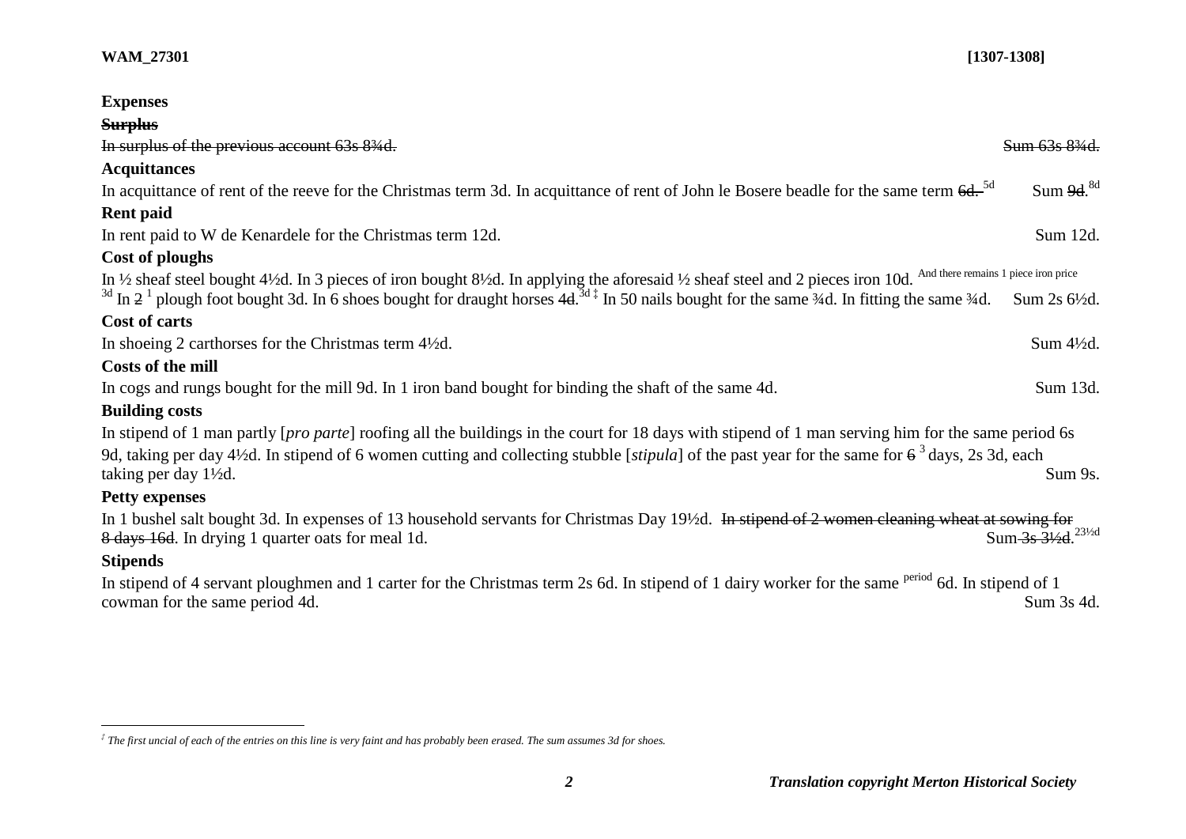**Expenses**

~~**Surplus**~~

~~In surplus of the previous account 63s 8¾d.~~ ~~Sum 63s 8¾d.~~

**Acquittances**

In acquittance of rent of the reeve for the Christmas term 3d. In acquittance of rent of John le Bosere beadle for the same term ~~6d.~~ 5d Sum ~~9d.~~ 8d

**Rent paid**

In rent paid to W de Kenardele for the Christmas term 12d. Sum 12d.

**Cost of ploughs**

In ½ sheaf steel bought 4½d. In 3 pieces of iron bought 8½d. In applying the aforesaid ½ sheaf steel and 2 pieces iron 10d. And there remains 1 piece iron price 3d In ~~2~~ 1 plough foot bought 3d. In 6 shoes bought for draught horses ~~4d.~~ 3d ‡ In 50 nails bought for the same ¾d. In fitting the same ¾d. Sum 2s 6½d.

**Cost of carts**

In shoeing 2 carthorses for the Christmas term 4½d. Sum 4½d.

**Costs of the mill**

In cogs and rungs bought for the mill 9d. In 1 iron band bought for binding the shaft of the same 4d. Sum 13d.

**Building costs**

In stipend of 1 man partly [*pro parte*] roofing all the buildings in the court for 18 days with stipend of 1 man serving him for the same period 6s 9d, taking per day 4½d. In stipend of 6 women cutting and collecting stubble [*stipula*] of the past year for the same for ~~6~~ 3 days, 2s 3d, each taking per day 1½d. Sum 9s.

**Petty expenses**

In 1 bushel salt bought 3d. In expenses of 13 household servants for Christmas Day 19½d. ~~In stipend of 2 women cleaning wheat at sowing for 8 days 16d~~. In drying 1 quarter oats for meal 1d. Sum ~~3s 3½d.~~ 23½d

**Stipends**

In stipend of 4 servant ploughmen and 1 carter for the Christmas term 2s 6d. In stipend of 1 dairy worker for the same period 6d. In stipend of 1 cowman for the same period 4d. Sum 3s 4d.

---

‡ *The first uncial of each of the entries on this line is very faint and has probably been erased. The sum assumes 3d for shoes.*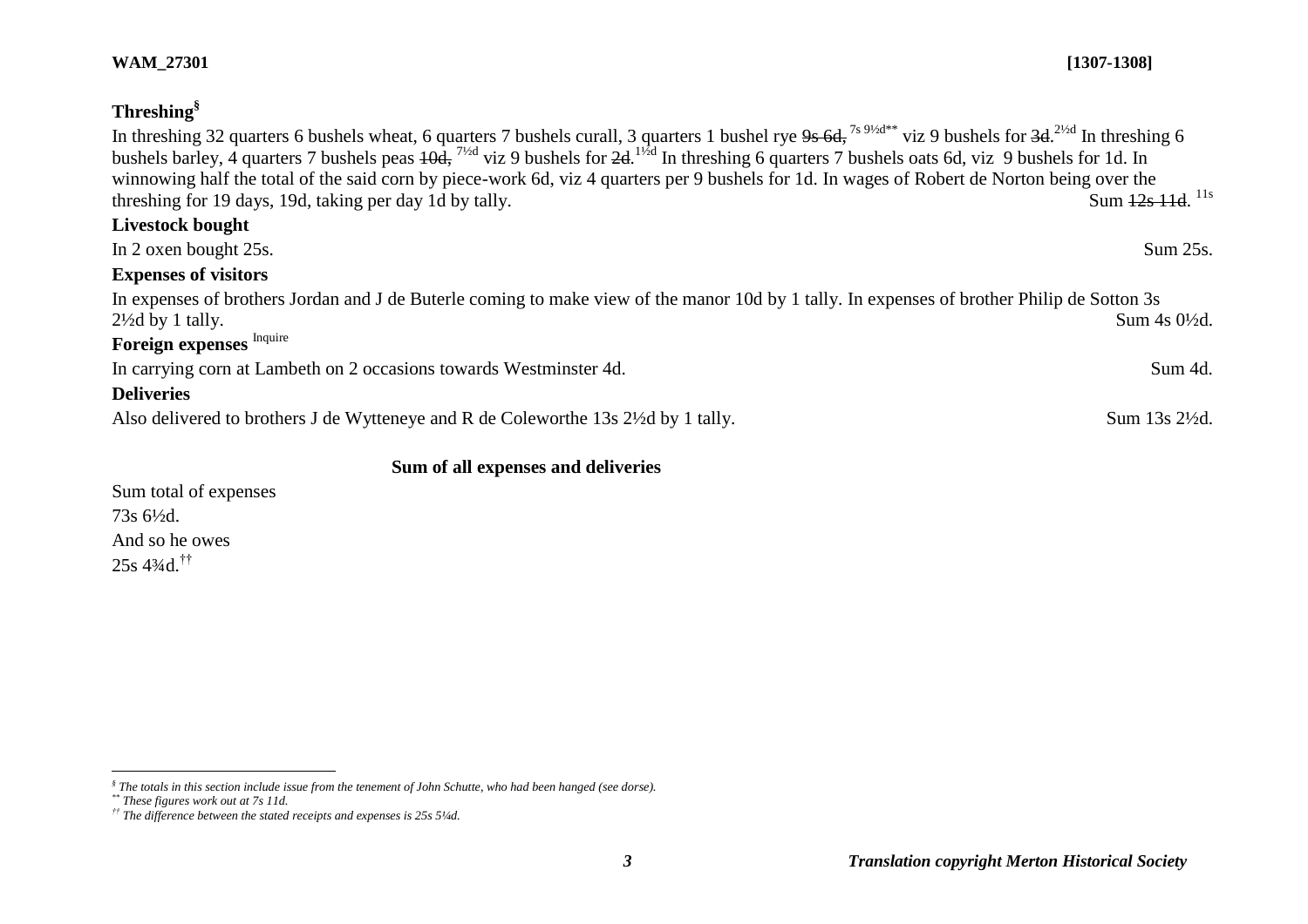## Threshing[§]

In threshing 32 quarters 6 bushels wheat, 6 quarters 7 bushels curall, 3 quarters 1 bushel rye ~~9s 6d,~~ [7s 9½d**] viz 9 bushels for ~~3d.~~ [2½d] In threshing 6 bushels barley, 4 quarters 7 bushels peas ~~10d,~~ [7½d] viz 9 bushels for ~~2d.~~ [1½d] In threshing 6 quarters 7 bushels oats 6d, viz 9 bushels for 1d. In winnowing half the total of the said corn by piece-work 6d, viz 4 quarters per 9 bushels for 1d. In wages of Robert de Norton being over the threshing for 19 days, 19d, taking per day 1d by tally. Sum ~~12s 11d.~~ [11s]

## Livestock bought

In 2 oxen bought 25s. Sum 25s.

## Expenses of visitors

In expenses of brothers Jordan and J de Buterle coming to make view of the manor 10d by 1 tally. In expenses of brother Philip de Sotton 3s 2½d by 1 tally. Sum 4s 0½d.

## Foreign expenses [Inquire]

In carrying corn at Lambeth on 2 occasions towards Westminster 4d. Sum 4d.

## Deliveries

Also delivered to brothers J de Wytteneye and R de Coleworthe 13s 2½d by 1 tally. Sum 13s 2½d.

### Sum of all expenses and deliveries

Sum total of expenses
73s 6½d.
And so he owes
25s 4¾d.[††]

---

[§] *The totals in this section include issue from the tenement of John Schutte, who had been hanged (see dorse).*
[**] *These figures work out at 7s 11d.*
[††] *The difference between the stated receipts and expenses is 25s 5¼d.*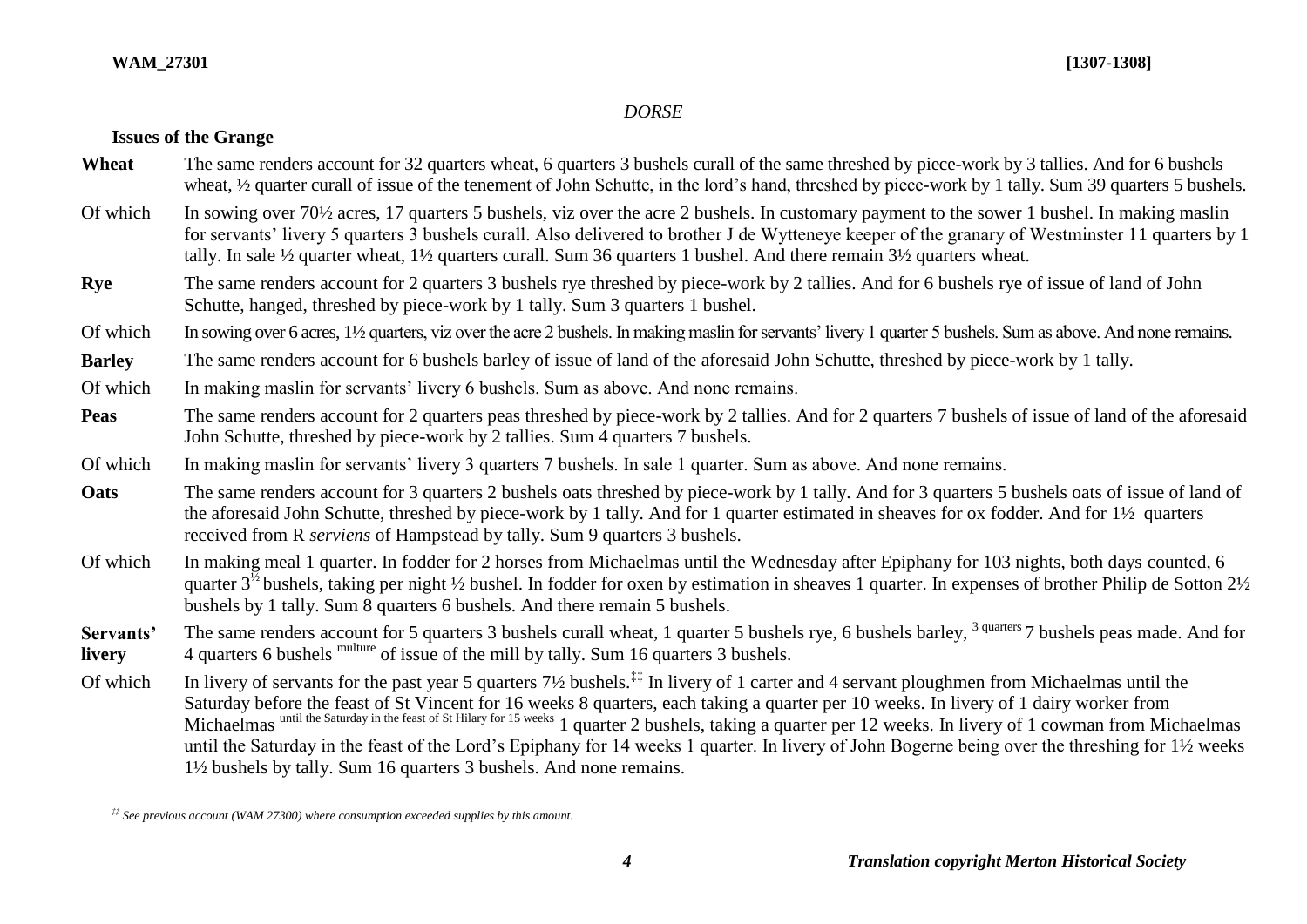*DORSE*

**Issues of the Grange**

**Wheat** The same renders account for 32 quarters wheat, 6 quarters 3 bushels curall of the same threshed by piece-work by 3 tallies. And for 6 bushels wheat, ½ quarter curall of issue of the tenement of John Schutte, in the lord's hand, threshed by piece-work by 1 tally. Sum 39 quarters 5 bushels.

Of which In sowing over 70½ acres, 17 quarters 5 bushels, viz over the acre 2 bushels. In customary payment to the sower 1 bushel. In making maslin for servants' livery 5 quarters 3 bushels curall. Also delivered to brother J de Wytteneye keeper of the granary of Westminster 11 quarters by 1 tally. In sale ½ quarter wheat, 1½ quarters curall. Sum 36 quarters 1 bushel. And there remain 3½ quarters wheat.

**Rye** The same renders account for 2 quarters 3 bushels rye threshed by piece-work by 2 tallies. And for 6 bushels rye of issue of land of John Schutte, hanged, threshed by piece-work by 1 tally. Sum 3 quarters 1 bushel.

Of which In sowing over 6 acres, 1½ quarters, viz over the acre 2 bushels. In making maslin for servants' livery 1 quarter 5 bushels. Sum as above. And none remains.

**Barley** The same renders account for 6 bushels barley of issue of land of the aforesaid John Schutte, threshed by piece-work by 1 tally.

Of which In making maslin for servants' livery 6 bushels. Sum as above. And none remains.

**Peas** The same renders account for 2 quarters peas threshed by piece-work by 2 tallies. And for 2 quarters 7 bushels of issue of land of the aforesaid John Schutte, threshed by piece-work by 2 tallies. Sum 4 quarters 7 bushels.

Of which In making maslin for servants' livery 3 quarters 7 bushels. In sale 1 quarter. Sum as above. And none remains.

**Oats** The same renders account for 3 quarters 2 bushels oats threshed by piece-work by 1 tally. And for 3 quarters 5 bushels oats of issue of land of the aforesaid John Schutte, threshed by piece-work by 1 tally. And for 1 quarter estimated in sheaves for ox fodder. And for 1½ quarters received from R *serviens* of Hampstead by tally. Sum 9 quarters 3 bushels.

Of which In making meal 1 quarter. In fodder for 2 horses from Michaelmas until the Wednesday after Epiphany for 103 nights, both days counted, 6 quarter 3½ bushels, taking per night ½ bushel. In fodder for oxen by estimation in sheaves 1 quarter. In expenses of brother Philip de Sotton 2½ bushels by 1 tally. Sum 8 quarters 6 bushels. And there remain 5 bushels.

**Servants' livery** The same renders account for 5 quarters 3 bushels curall wheat, 1 quarter 5 bushels rye, 6 bushels barley, [3 quarters] 7 bushels peas made. And for 4 quarters 6 bushels [multure] of issue of the mill by tally. Sum 16 quarters 3 bushels.

Of which In livery of servants for the past year 5 quarters 7½ bushels.[‡‡] In livery of 1 carter and 4 servant ploughmen from Michaelmas until the Saturday before the feast of St Vincent for 16 weeks 8 quarters, each taking a quarter per 10 weeks. In livery of 1 dairy worker from Michaelmas [until the Saturday in the feast of St Hilary for 15 weeks] 1 quarter 2 bushels, taking a quarter per 12 weeks. In livery of 1 cowman from Michaelmas until the Saturday in the feast of the Lord's Epiphany for 14 weeks 1 quarter. In livery of John Bogerne being over the threshing for 1½ weeks 1½ bushels by tally. Sum 16 quarters 3 bushels. And none remains.

---

[‡‡] *See previous account (WAM 27300) where consumption exceeded supplies by this amount.*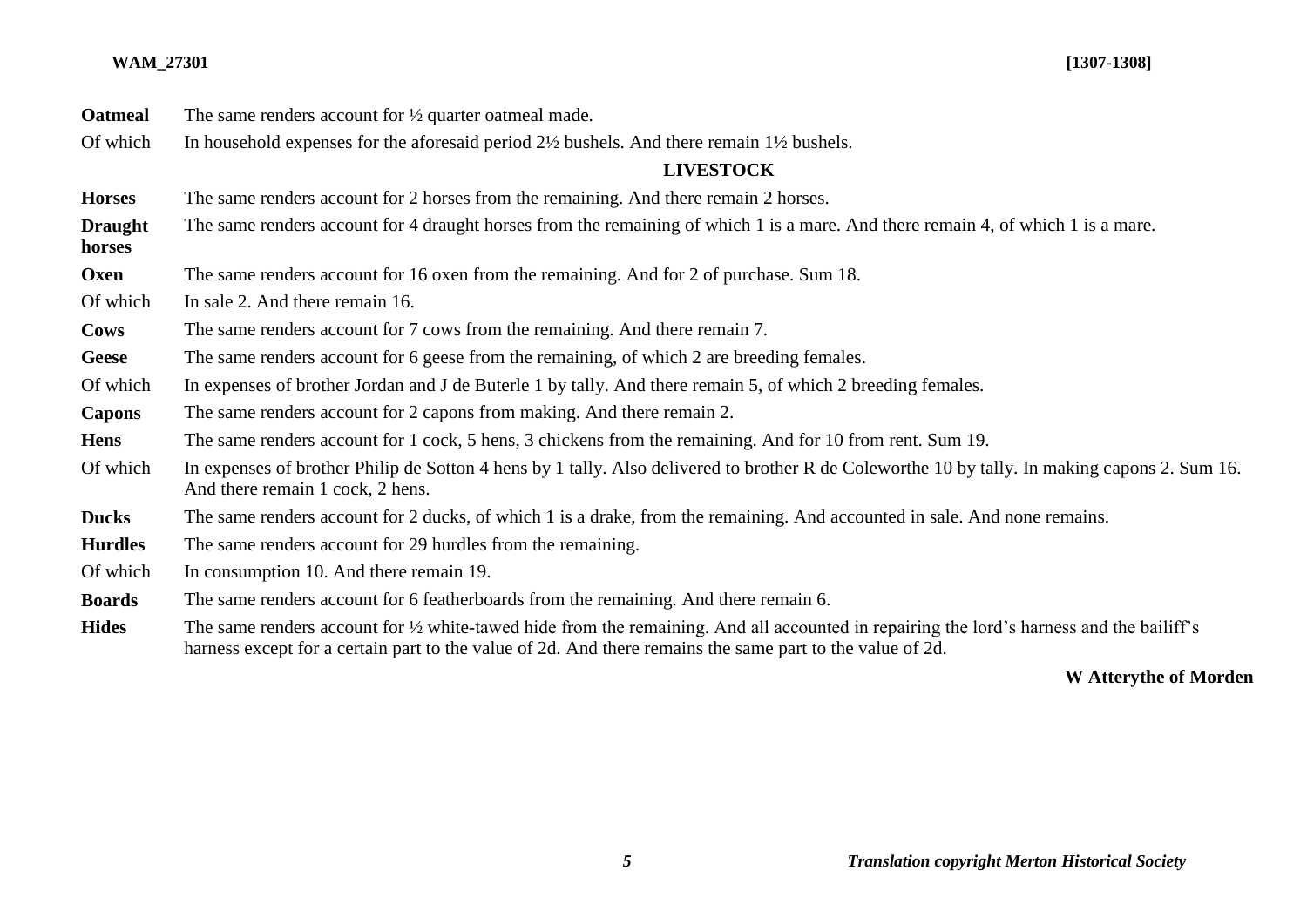| | |
|---|---|
| **Oatmeal** | The same renders account for ½ quarter oatmeal made. |
| Of which | In household expenses for the aforesaid period 2½ bushels. And there remain 1½ bushels. |

**LIVESTOCK**

| | |
|---|---|
| **Horses** | The same renders account for 2 horses from the remaining. And there remain 2 horses. |
| **Draught horses** | The same renders account for 4 draught horses from the remaining of which 1 is a mare. And there remain 4, of which 1 is a mare. |
| **Oxen** | The same renders account for 16 oxen from the remaining. And for 2 of purchase. Sum 18. |
| Of which | In sale 2. And there remain 16. |
| **Cows** | The same renders account for 7 cows from the remaining. And there remain 7. |
| **Geese** | The same renders account for 6 geese from the remaining, of which 2 are breeding females. |
| Of which | In expenses of brother Jordan and J de Buterle 1 by tally. And there remain 5, of which 2 breeding females. |
| **Capons** | The same renders account for 2 capons from making. And there remain 2. |
| **Hens** | The same renders account for 1 cock, 5 hens, 3 chickens from the remaining. And for 10 from rent. Sum 19. |
| Of which | In expenses of brother Philip de Sotton 4 hens by 1 tally. Also delivered to brother R de Coleworthe 10 by tally. In making capons 2. Sum 16. And there remain 1 cock, 2 hens. |
| **Ducks** | The same renders account for 2 ducks, of which 1 is a drake, from the remaining. And accounted in sale. And none remains. |
| **Hurdles** | The same renders account for 29 hurdles from the remaining. |
| Of which | In consumption 10. And there remain 19. |
| **Boards** | The same renders account for 6 featherboards from the remaining. And there remain 6. |
| **Hides** | The same renders account for ½ white-tawed hide from the remaining. And all accounted in repairing the lord's harness and the bailiff's harness except for a certain part to the value of 2d. And there remains the same part to the value of 2d. |

**W Atterythe of Morden**